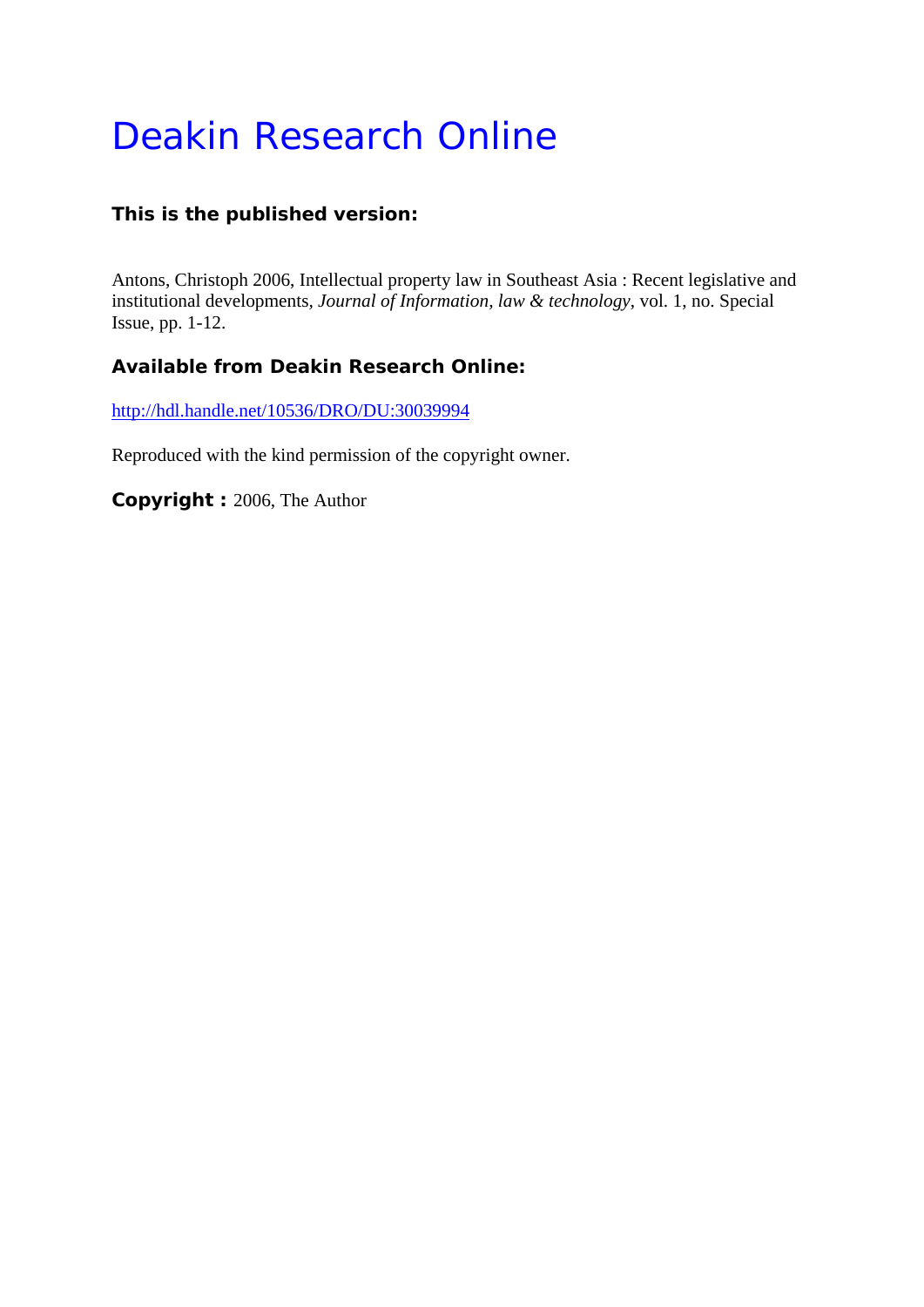# Deakin Research Online

**This is the published version:**

Antons, Christoph 2006, Intellectual property law in Southeast Asia : Recent legislative and institutional developments*, Journal of Information, law & technology*, vol. 1, no. Special Issue, pp. 1-12.

**Available from Deakin Research Online:**

http://hdl.handle.net/10536/DRO/DU:30039994

Reproduced with the kind permission of the copyright owner.

**Copyright :** 2006, The Author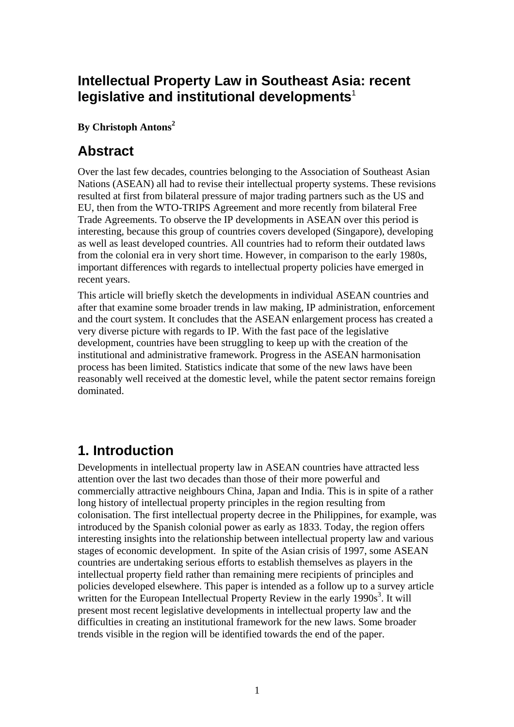# Intellectual Property Law in Southeast Asia: recent legislative and institutional developments[1]

**By Christoph Antons[2]**

## Abstract

Over the last few decades, countries belonging to the Association of Southeast Asian Nations (ASEAN) all had to revise their intellectual property systems. These revisions resulted at first from bilateral pressure of major trading partners such as the US and EU, then from the WTO-TRIPS Agreement and more recently from bilateral Free Trade Agreements. To observe the IP developments in ASEAN over this period is interesting, because this group of countries covers developed (Singapore), developing as well as least developed countries. All countries had to reform their outdated laws from the colonial era in very short time. However, in comparison to the early 1980s, important differences with regards to intellectual property policies have emerged in recent years.

This article will briefly sketch the developments in individual ASEAN countries and after that examine some broader trends in law making, IP administration, enforcement and the court system. It concludes that the ASEAN enlargement process has created a very diverse picture with regards to IP. With the fast pace of the legislative development, countries have been struggling to keep up with the creation of the institutional and administrative framework. Progress in the ASEAN harmonisation process has been limited. Statistics indicate that some of the new laws have been reasonably well received at the domestic level, while the patent sector remains foreign dominated.

## 1. Introduction

Developments in intellectual property law in ASEAN countries have attracted less attention over the last two decades than those of their more powerful and commercially attractive neighbours China, Japan and India. This is in spite of a rather long history of intellectual property principles in the region resulting from colonisation. The first intellectual property decree in the Philippines, for example, was introduced by the Spanish colonial power as early as 1833. Today, the region offers interesting insights into the relationship between intellectual property law and various stages of economic development. In spite of the Asian crisis of 1997, some ASEAN countries are undertaking serious efforts to establish themselves as players in the intellectual property field rather than remaining mere recipients of principles and policies developed elsewhere. This paper is intended as a follow up to a survey article written for the European Intellectual Property Review in the early 1990s[3]. It will present most recent legislative developments in intellectual property law and the difficulties in creating an institutional framework for the new laws. Some broader trends visible in the region will be identified towards the end of the paper.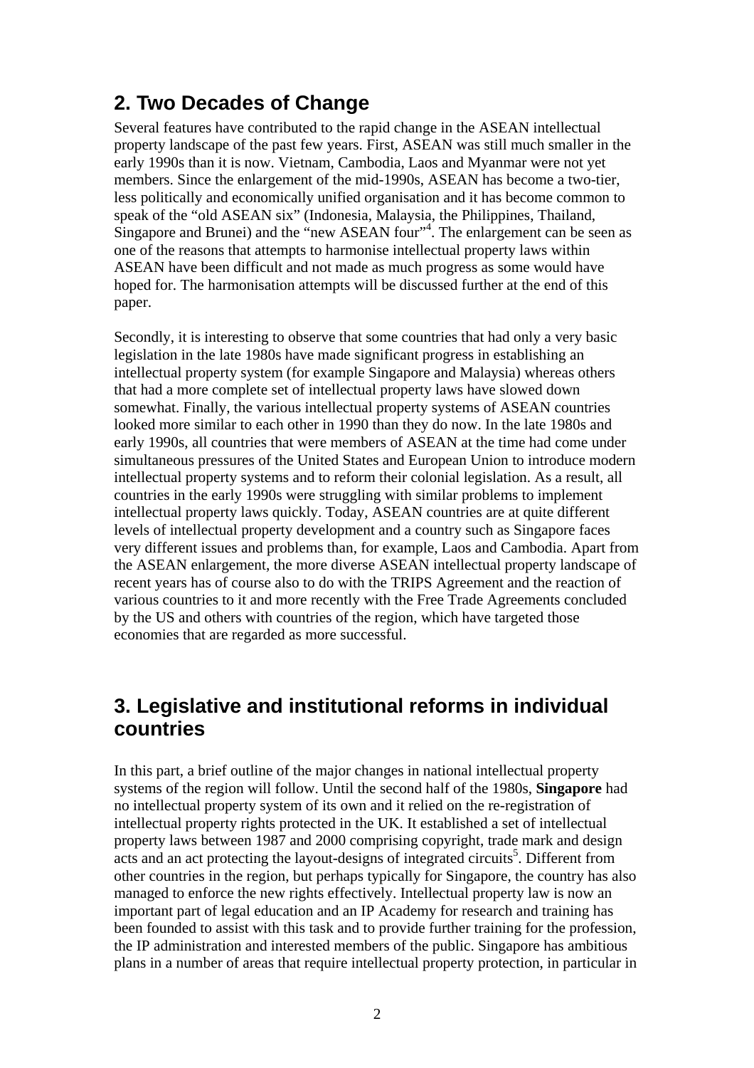## 2. Two Decades of Change

Several features have contributed to the rapid change in the ASEAN intellectual property landscape of the past few years. First, ASEAN was still much smaller in the early 1990s than it is now. Vietnam, Cambodia, Laos and Myanmar were not yet members. Since the enlargement of the mid-1990s, ASEAN has become a two-tier, less politically and economically unified organisation and it has become common to speak of the "old ASEAN six" (Indonesia, Malaysia, the Philippines, Thailand, Singapore and Brunei) and the "new ASEAN four"[4]. The enlargement can be seen as one of the reasons that attempts to harmonise intellectual property laws within ASEAN have been difficult and not made as much progress as some would have hoped for. The harmonisation attempts will be discussed further at the end of this paper.

Secondly, it is interesting to observe that some countries that had only a very basic legislation in the late 1980s have made significant progress in establishing an intellectual property system (for example Singapore and Malaysia) whereas others that had a more complete set of intellectual property laws have slowed down somewhat. Finally, the various intellectual property systems of ASEAN countries looked more similar to each other in 1990 than they do now. In the late 1980s and early 1990s, all countries that were members of ASEAN at the time had come under simultaneous pressures of the United States and European Union to introduce modern intellectual property systems and to reform their colonial legislation. As a result, all countries in the early 1990s were struggling with similar problems to implement intellectual property laws quickly. Today, ASEAN countries are at quite different levels of intellectual property development and a country such as Singapore faces very different issues and problems than, for example, Laos and Cambodia. Apart from the ASEAN enlargement, the more diverse ASEAN intellectual property landscape of recent years has of course also to do with the TRIPS Agreement and the reaction of various countries to it and more recently with the Free Trade Agreements concluded by the US and others with countries of the region, which have targeted those economies that are regarded as more successful.

## 3. Legislative and institutional reforms in individual countries

In this part, a brief outline of the major changes in national intellectual property systems of the region will follow. Until the second half of the 1980s, **Singapore** had no intellectual property system of its own and it relied on the re-registration of intellectual property rights protected in the UK. It established a set of intellectual property laws between 1987 and 2000 comprising copyright, trade mark and design acts and an act protecting the layout-designs of integrated circuits[5]. Different from other countries in the region, but perhaps typically for Singapore, the country has also managed to enforce the new rights effectively. Intellectual property law is now an important part of legal education and an IP Academy for research and training has been founded to assist with this task and to provide further training for the profession, the IP administration and interested members of the public. Singapore has ambitious plans in a number of areas that require intellectual property protection, in particular in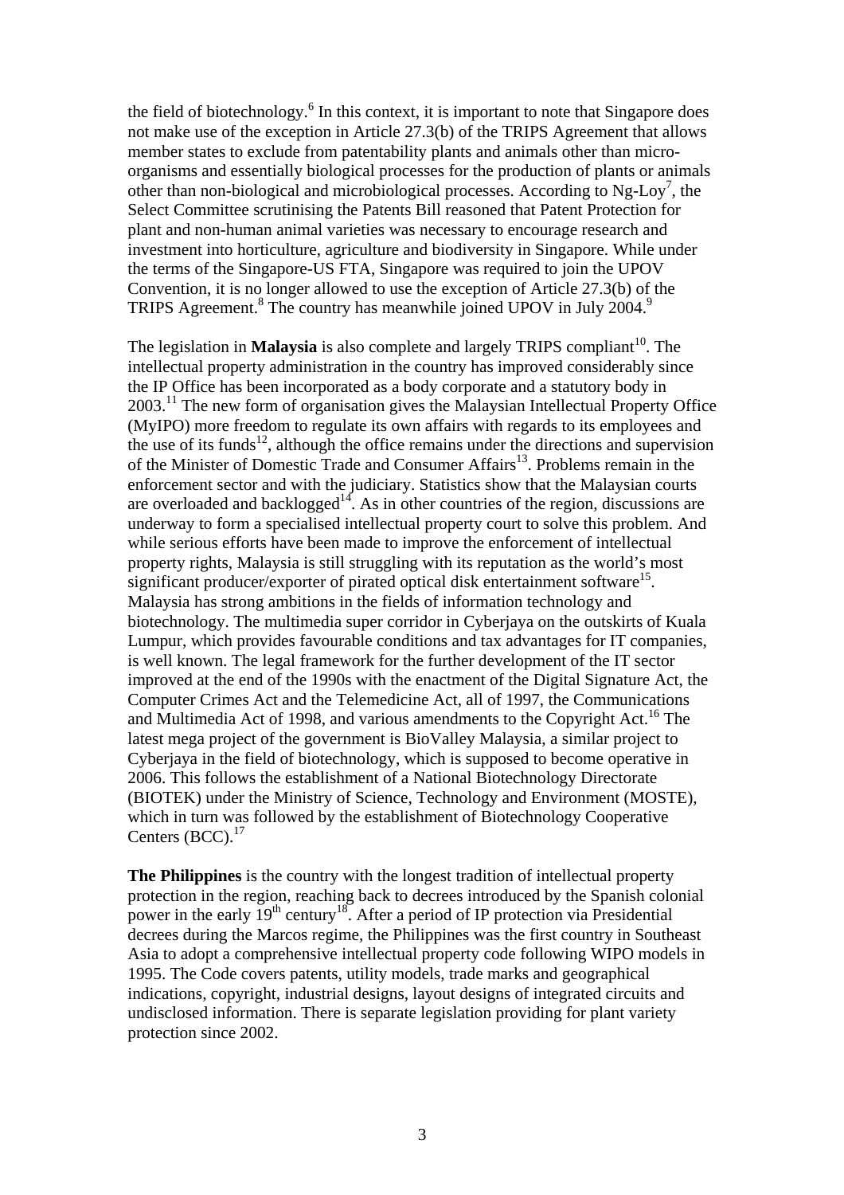the field of biotechnology.[6] In this context, it is important to note that Singapore does not make use of the exception in Article 27.3(b) of the TRIPS Agreement that allows member states to exclude from patentability plants and animals other than micro-organisms and essentially biological processes for the production of plants or animals other than non-biological and microbiological processes. According to Ng-Loy[7], the Select Committee scrutinising the Patents Bill reasoned that Patent Protection for plant and non-human animal varieties was necessary to encourage research and investment into horticulture, agriculture and biodiversity in Singapore. While under the terms of the Singapore-US FTA, Singapore was required to join the UPOV Convention, it is no longer allowed to use the exception of Article 27.3(b) of the TRIPS Agreement.[8] The country has meanwhile joined UPOV in July 2004.[9]

The legislation in **Malaysia** is also complete and largely TRIPS compliant[10]. The intellectual property administration in the country has improved considerably since the IP Office has been incorporated as a body corporate and a statutory body in 2003.[11] The new form of organisation gives the Malaysian Intellectual Property Office (MyIPO) more freedom to regulate its own affairs with regards to its employees and the use of its funds[12], although the office remains under the directions and supervision of the Minister of Domestic Trade and Consumer Affairs[13]. Problems remain in the enforcement sector and with the judiciary. Statistics show that the Malaysian courts are overloaded and backlogged[14]. As in other countries of the region, discussions are underway to form a specialised intellectual property court to solve this problem. And while serious efforts have been made to improve the enforcement of intellectual property rights, Malaysia is still struggling with its reputation as the world's most significant producer/exporter of pirated optical disk entertainment software[15]. Malaysia has strong ambitions in the fields of information technology and biotechnology. The multimedia super corridor in Cyberjaya on the outskirts of Kuala Lumpur, which provides favourable conditions and tax advantages for IT companies, is well known. The legal framework for the further development of the IT sector improved at the end of the 1990s with the enactment of the Digital Signature Act, the Computer Crimes Act and the Telemedicine Act, all of 1997, the Communications and Multimedia Act of 1998, and various amendments to the Copyright Act.[16] The latest mega project of the government is BioValley Malaysia, a similar project to Cyberjaya in the field of biotechnology, which is supposed to become operative in 2006. This follows the establishment of a National Biotechnology Directorate (BIOTEK) under the Ministry of Science, Technology and Environment (MOSTE), which in turn was followed by the establishment of Biotechnology Cooperative Centers (BCC).[17]

**The Philippines** is the country with the longest tradition of intellectual property protection in the region, reaching back to decrees introduced by the Spanish colonial power in the early 19th century[18]. After a period of IP protection via Presidential decrees during the Marcos regime, the Philippines was the first country in Southeast Asia to adopt a comprehensive intellectual property code following WIPO models in 1995. The Code covers patents, utility models, trade marks and geographical indications, copyright, industrial designs, layout designs of integrated circuits and undisclosed information. There is separate legislation providing for plant variety protection since 2002.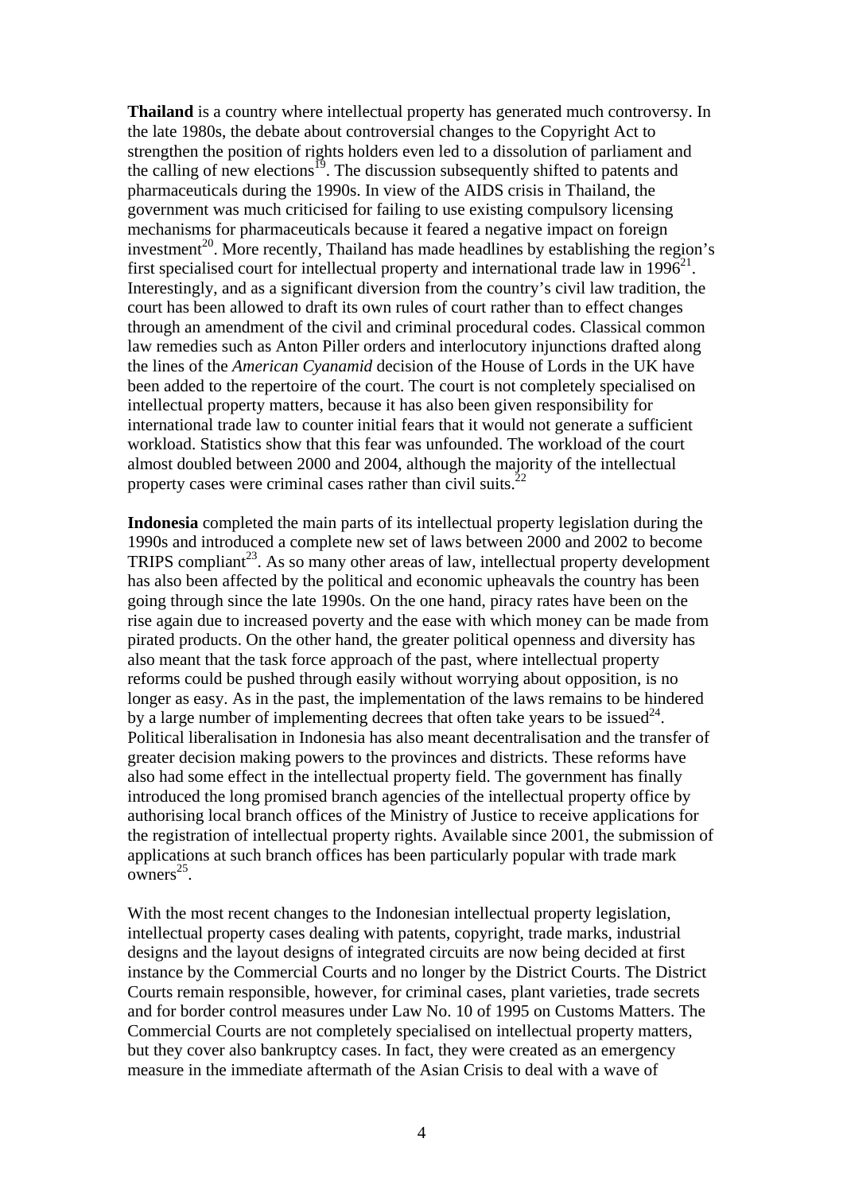**Thailand** is a country where intellectual property has generated much controversy. In the late 1980s, the debate about controversial changes to the Copyright Act to strengthen the position of rights holders even led to a dissolution of parliament and the calling of new elections[19]. The discussion subsequently shifted to patents and pharmaceuticals during the 1990s. In view of the AIDS crisis in Thailand, the government was much criticised for failing to use existing compulsory licensing mechanisms for pharmaceuticals because it feared a negative impact on foreign investment[20]. More recently, Thailand has made headlines by establishing the region's first specialised court for intellectual property and international trade law in 1996[21]. Interestingly, and as a significant diversion from the country's civil law tradition, the court has been allowed to draft its own rules of court rather than to effect changes through an amendment of the civil and criminal procedural codes. Classical common law remedies such as Anton Piller orders and interlocutory injunctions drafted along the lines of the *American Cyanamid* decision of the House of Lords in the UK have been added to the repertoire of the court. The court is not completely specialised on intellectual property matters, because it has also been given responsibility for international trade law to counter initial fears that it would not generate a sufficient workload. Statistics show that this fear was unfounded. The workload of the court almost doubled between 2000 and 2004, although the majority of the intellectual property cases were criminal cases rather than civil suits.[22]

**Indonesia** completed the main parts of its intellectual property legislation during the 1990s and introduced a complete new set of laws between 2000 and 2002 to become TRIPS compliant[23]. As so many other areas of law, intellectual property development has also been affected by the political and economic upheavals the country has been going through since the late 1990s. On the one hand, piracy rates have been on the rise again due to increased poverty and the ease with which money can be made from pirated products. On the other hand, the greater political openness and diversity has also meant that the task force approach of the past, where intellectual property reforms could be pushed through easily without worrying about opposition, is no longer as easy. As in the past, the implementation of the laws remains to be hindered by a large number of implementing decrees that often take years to be issued[24]. Political liberalisation in Indonesia has also meant decentralisation and the transfer of greater decision making powers to the provinces and districts. These reforms have also had some effect in the intellectual property field. The government has finally introduced the long promised branch agencies of the intellectual property office by authorising local branch offices of the Ministry of Justice to receive applications for the registration of intellectual property rights. Available since 2001, the submission of applications at such branch offices has been particularly popular with trade mark owners[25].

With the most recent changes to the Indonesian intellectual property legislation, intellectual property cases dealing with patents, copyright, trade marks, industrial designs and the layout designs of integrated circuits are now being decided at first instance by the Commercial Courts and no longer by the District Courts. The District Courts remain responsible, however, for criminal cases, plant varieties, trade secrets and for border control measures under Law No. 10 of 1995 on Customs Matters. The Commercial Courts are not completely specialised on intellectual property matters, but they cover also bankruptcy cases. In fact, they were created as an emergency measure in the immediate aftermath of the Asian Crisis to deal with a wave of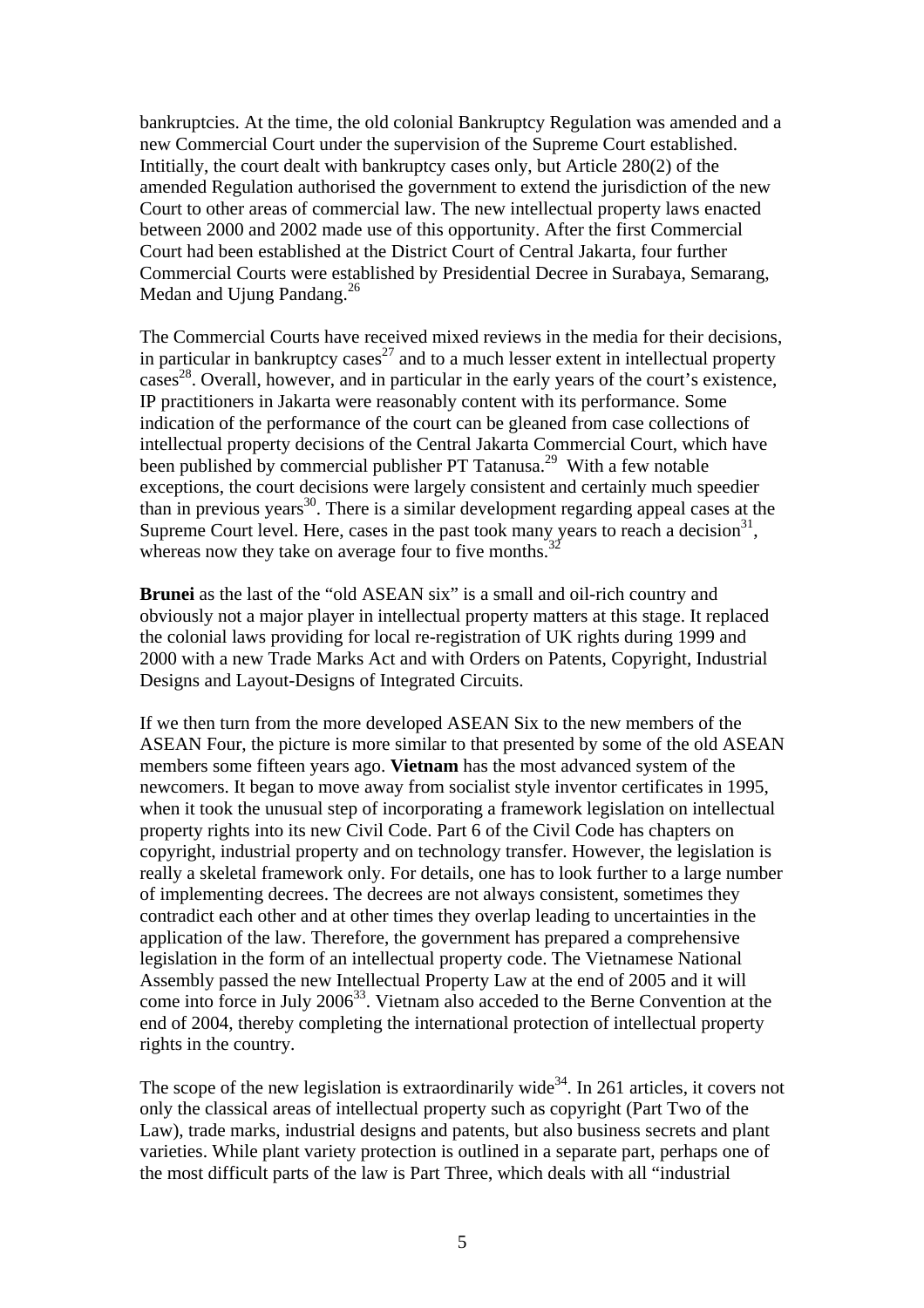bankruptcies. At the time, the old colonial Bankruptcy Regulation was amended and a new Commercial Court under the supervision of the Supreme Court established. Intitially, the court dealt with bankruptcy cases only, but Article 280(2) of the amended Regulation authorised the government to extend the jurisdiction of the new Court to other areas of commercial law. The new intellectual property laws enacted between 2000 and 2002 made use of this opportunity. After the first Commercial Court had been established at the District Court of Central Jakarta, four further Commercial Courts were established by Presidential Decree in Surabaya, Semarang, Medan and Ujung Pandang.[26]

The Commercial Courts have received mixed reviews in the media for their decisions, in particular in bankruptcy cases[27] and to a much lesser extent in intellectual property cases[28]. Overall, however, and in particular in the early years of the court's existence, IP practitioners in Jakarta were reasonably content with its performance. Some indication of the performance of the court can be gleaned from case collections of intellectual property decisions of the Central Jakarta Commercial Court, which have been published by commercial publisher PT Tatanusa.[29] With a few notable exceptions, the court decisions were largely consistent and certainly much speedier than in previous years[30]. There is a similar development regarding appeal cases at the Supreme Court level. Here, cases in the past took many years to reach a decision[31], whereas now they take on average four to five months.[32]

**Brunei** as the last of the "old ASEAN six" is a small and oil-rich country and obviously not a major player in intellectual property matters at this stage. It replaced the colonial laws providing for local re-registration of UK rights during 1999 and 2000 with a new Trade Marks Act and with Orders on Patents, Copyright, Industrial Designs and Layout-Designs of Integrated Circuits.

If we then turn from the more developed ASEAN Six to the new members of the ASEAN Four, the picture is more similar to that presented by some of the old ASEAN members some fifteen years ago. **Vietnam** has the most advanced system of the newcomers. It began to move away from socialist style inventor certificates in 1995, when it took the unusual step of incorporating a framework legislation on intellectual property rights into its new Civil Code. Part 6 of the Civil Code has chapters on copyright, industrial property and on technology transfer. However, the legislation is really a skeletal framework only. For details, one has to look further to a large number of implementing decrees. The decrees are not always consistent, sometimes they contradict each other and at other times they overlap leading to uncertainties in the application of the law. Therefore, the government has prepared a comprehensive legislation in the form of an intellectual property code. The Vietnamese National Assembly passed the new Intellectual Property Law at the end of 2005 and it will come into force in July 2006[33]. Vietnam also acceded to the Berne Convention at the end of 2004, thereby completing the international protection of intellectual property rights in the country.

The scope of the new legislation is extraordinarily wide[34]. In 261 articles, it covers not only the classical areas of intellectual property such as copyright (Part Two of the Law), trade marks, industrial designs and patents, but also business secrets and plant varieties. While plant variety protection is outlined in a separate part, perhaps one of the most difficult parts of the law is Part Three, which deals with all "industrial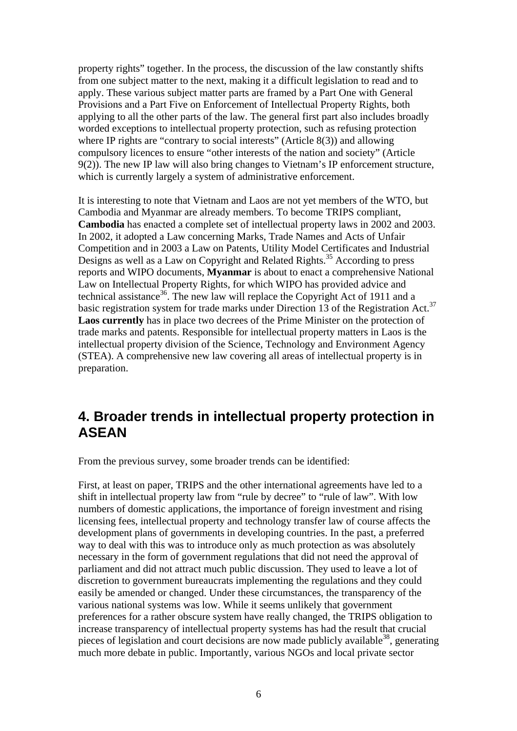property rights" together. In the process, the discussion of the law constantly shifts from one subject matter to the next, making it a difficult legislation to read and to apply. These various subject matter parts are framed by a Part One with General Provisions and a Part Five on Enforcement of Intellectual Property Rights, both applying to all the other parts of the law. The general first part also includes broadly worded exceptions to intellectual property protection, such as refusing protection where IP rights are "contrary to social interests" (Article 8(3)) and allowing compulsory licences to ensure "other interests of the nation and society" (Article 9(2)). The new IP law will also bring changes to Vietnam's IP enforcement structure, which is currently largely a system of administrative enforcement.

It is interesting to note that Vietnam and Laos are not yet members of the WTO, but Cambodia and Myanmar are already members. To become TRIPS compliant, **Cambodia** has enacted a complete set of intellectual property laws in 2002 and 2003. In 2002, it adopted a Law concerning Marks, Trade Names and Acts of Unfair Competition and in 2003 a Law on Patents, Utility Model Certificates and Industrial Designs as well as a Law on Copyright and Related Rights.[35] According to press reports and WIPO documents, **Myanmar** is about to enact a comprehensive National Law on Intellectual Property Rights, for which WIPO has provided advice and technical assistance[36]. The new law will replace the Copyright Act of 1911 and a basic registration system for trade marks under Direction 13 of the Registration Act.[37] **Laos currently** has in place two decrees of the Prime Minister on the protection of trade marks and patents. Responsible for intellectual property matters in Laos is the intellectual property division of the Science, Technology and Environment Agency (STEA). A comprehensive new law covering all areas of intellectual property is in preparation.

## 4. Broader trends in intellectual property protection in ASEAN

From the previous survey, some broader trends can be identified:

First, at least on paper, TRIPS and the other international agreements have led to a shift in intellectual property law from "rule by decree" to "rule of law". With low numbers of domestic applications, the importance of foreign investment and rising licensing fees, intellectual property and technology transfer law of course affects the development plans of governments in developing countries. In the past, a preferred way to deal with this was to introduce only as much protection as was absolutely necessary in the form of government regulations that did not need the approval of parliament and did not attract much public discussion. They used to leave a lot of discretion to government bureaucrats implementing the regulations and they could easily be amended or changed. Under these circumstances, the transparency of the various national systems was low. While it seems unlikely that government preferences for a rather obscure system have really changed, the TRIPS obligation to increase transparency of intellectual property systems has had the result that crucial pieces of legislation and court decisions are now made publicly available[38], generating much more debate in public. Importantly, various NGOs and local private sector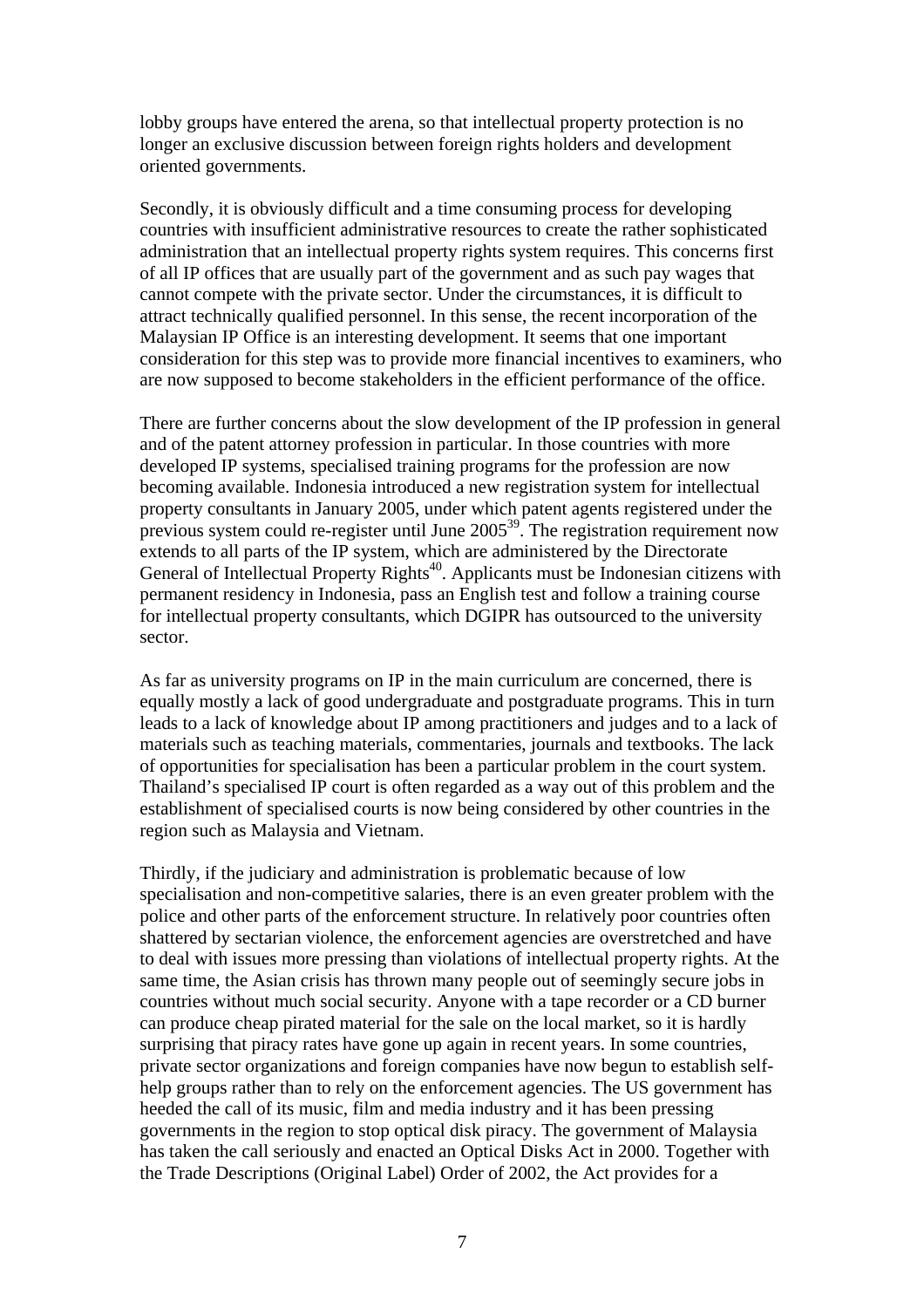lobby groups have entered the arena, so that intellectual property protection is no longer an exclusive discussion between foreign rights holders and development oriented governments.

Secondly, it is obviously difficult and a time consuming process for developing countries with insufficient administrative resources to create the rather sophisticated administration that an intellectual property rights system requires. This concerns first of all IP offices that are usually part of the government and as such pay wages that cannot compete with the private sector. Under the circumstances, it is difficult to attract technically qualified personnel. In this sense, the recent incorporation of the Malaysian IP Office is an interesting development. It seems that one important consideration for this step was to provide more financial incentives to examiners, who are now supposed to become stakeholders in the efficient performance of the office.

There are further concerns about the slow development of the IP profession in general and of the patent attorney profession in particular. In those countries with more developed IP systems, specialised training programs for the profession are now becoming available. Indonesia introduced a new registration system for intellectual property consultants in January 2005, under which patent agents registered under the previous system could re-register until June 2005[39]. The registration requirement now extends to all parts of the IP system, which are administered by the Directorate General of Intellectual Property Rights[40]. Applicants must be Indonesian citizens with permanent residency in Indonesia, pass an English test and follow a training course for intellectual property consultants, which DGIPR has outsourced to the university sector.

As far as university programs on IP in the main curriculum are concerned, there is equally mostly a lack of good undergraduate and postgraduate programs. This in turn leads to a lack of knowledge about IP among practitioners and judges and to a lack of materials such as teaching materials, commentaries, journals and textbooks. The lack of opportunities for specialisation has been a particular problem in the court system. Thailand's specialised IP court is often regarded as a way out of this problem and the establishment of specialised courts is now being considered by other countries in the region such as Malaysia and Vietnam.

Thirdly, if the judiciary and administration is problematic because of low specialisation and non-competitive salaries, there is an even greater problem with the police and other parts of the enforcement structure. In relatively poor countries often shattered by sectarian violence, the enforcement agencies are overstretched and have to deal with issues more pressing than violations of intellectual property rights. At the same time, the Asian crisis has thrown many people out of seemingly secure jobs in countries without much social security. Anyone with a tape recorder or a CD burner can produce cheap pirated material for the sale on the local market, so it is hardly surprising that piracy rates have gone up again in recent years. In some countries, private sector organizations and foreign companies have now begun to establish self-help groups rather than to rely on the enforcement agencies. The US government has heeded the call of its music, film and media industry and it has been pressing governments in the region to stop optical disk piracy. The government of Malaysia has taken the call seriously and enacted an Optical Disks Act in 2000. Together with the Trade Descriptions (Original Label) Order of 2002, the Act provides for a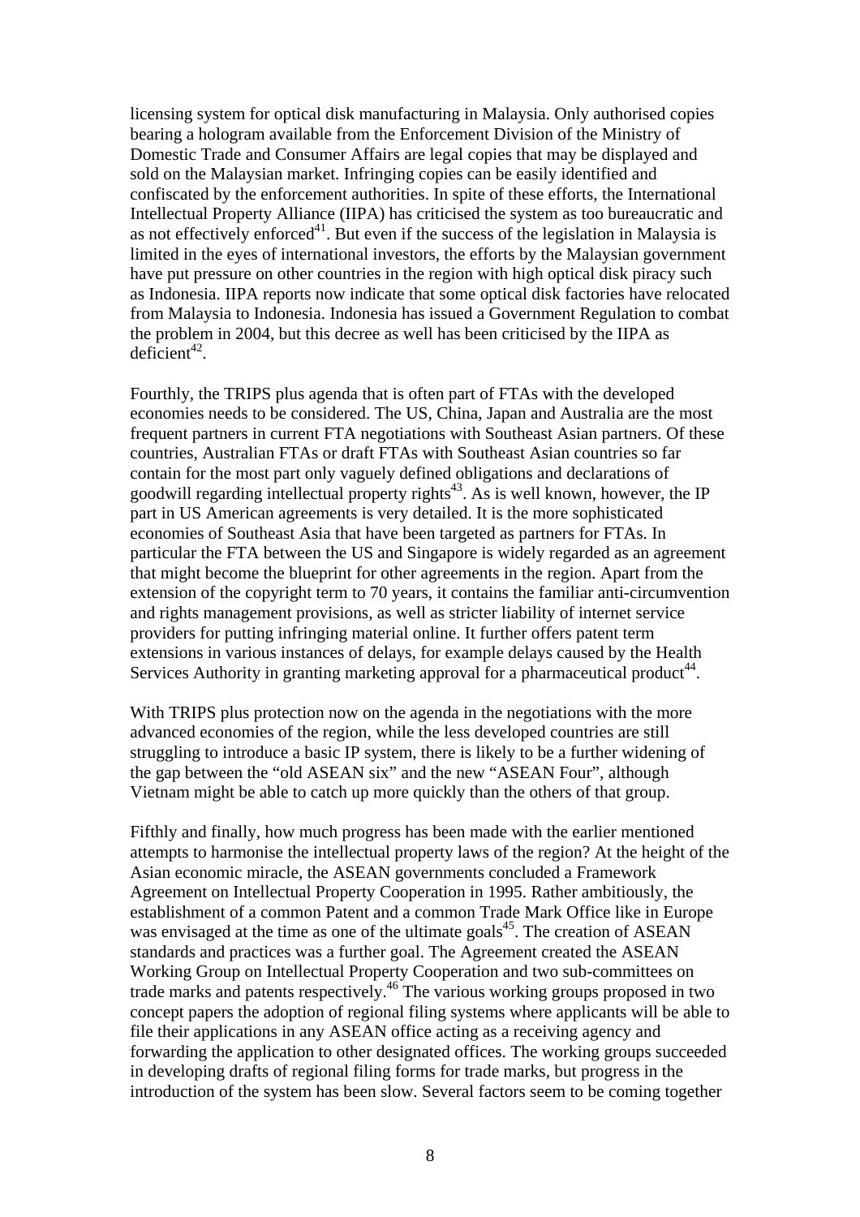licensing system for optical disk manufacturing in Malaysia. Only authorised copies bearing a hologram available from the Enforcement Division of the Ministry of Domestic Trade and Consumer Affairs are legal copies that may be displayed and sold on the Malaysian market. Infringing copies can be easily identified and confiscated by the enforcement authorities. In spite of these efforts, the International Intellectual Property Alliance (IIPA) has criticised the system as too bureaucratic and as not effectively enforced[41]. But even if the success of the legislation in Malaysia is limited in the eyes of international investors, the efforts by the Malaysian government have put pressure on other countries in the region with high optical disk piracy such as Indonesia. IIPA reports now indicate that some optical disk factories have relocated from Malaysia to Indonesia. Indonesia has issued a Government Regulation to combat the problem in 2004, but this decree as well has been criticised by the IIPA as deficient[42].

Fourthly, the TRIPS plus agenda that is often part of FTAs with the developed economies needs to be considered. The US, China, Japan and Australia are the most frequent partners in current FTA negotiations with Southeast Asian partners. Of these countries, Australian FTAs or draft FTAs with Southeast Asian countries so far contain for the most part only vaguely defined obligations and declarations of goodwill regarding intellectual property rights[43]. As is well known, however, the IP part in US American agreements is very detailed. It is the more sophisticated economies of Southeast Asia that have been targeted as partners for FTAs. In particular the FTA between the US and Singapore is widely regarded as an agreement that might become the blueprint for other agreements in the region. Apart from the extension of the copyright term to 70 years, it contains the familiar anti-circumvention and rights management provisions, as well as stricter liability of internet service providers for putting infringing material online. It further offers patent term extensions in various instances of delays, for example delays caused by the Health Services Authority in granting marketing approval for a pharmaceutical product[44].

With TRIPS plus protection now on the agenda in the negotiations with the more advanced economies of the region, while the less developed countries are still struggling to introduce a basic IP system, there is likely to be a further widening of the gap between the "old ASEAN six" and the new "ASEAN Four", although Vietnam might be able to catch up more quickly than the others of that group.

Fifthly and finally, how much progress has been made with the earlier mentioned attempts to harmonise the intellectual property laws of the region? At the height of the Asian economic miracle, the ASEAN governments concluded a Framework Agreement on Intellectual Property Cooperation in 1995. Rather ambitiously, the establishment of a common Patent and a common Trade Mark Office like in Europe was envisaged at the time as one of the ultimate goals[45]. The creation of ASEAN standards and practices was a further goal. The Agreement created the ASEAN Working Group on Intellectual Property Cooperation and two sub-committees on trade marks and patents respectively.[46] The various working groups proposed in two concept papers the adoption of regional filing systems where applicants will be able to file their applications in any ASEAN office acting as a receiving agency and forwarding the application to other designated offices. The working groups succeeded in developing drafts of regional filing forms for trade marks, but progress in the introduction of the system has been slow. Several factors seem to be coming together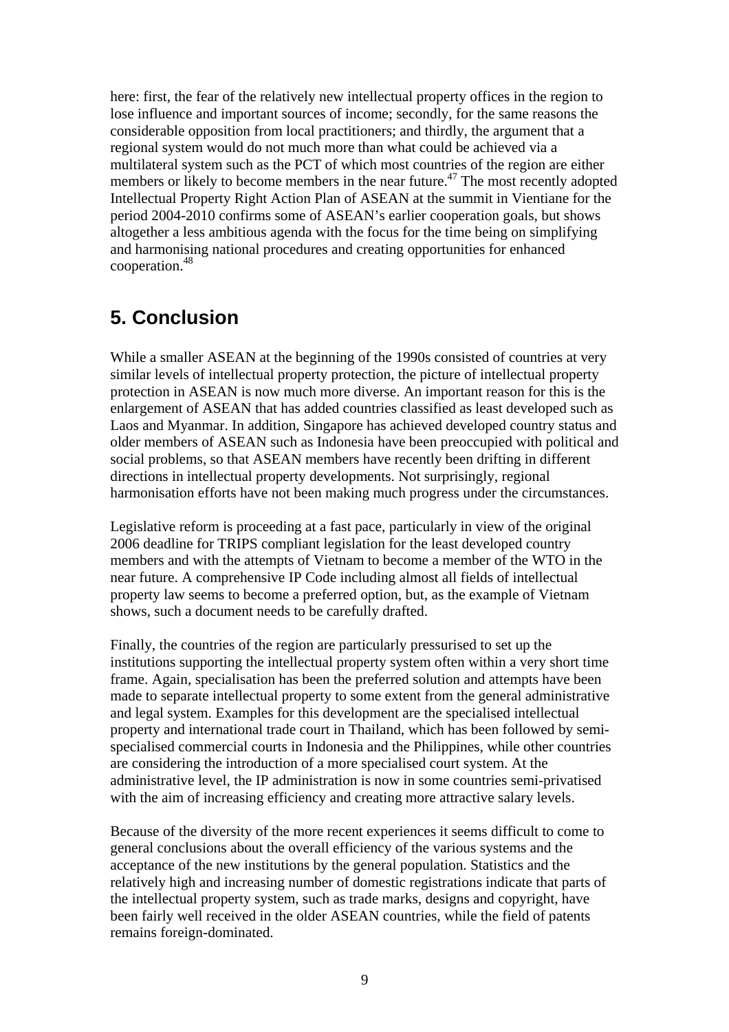here: first, the fear of the relatively new intellectual property offices in the region to lose influence and important sources of income; secondly, for the same reasons the considerable opposition from local practitioners; and thirdly, the argument that a regional system would do not much more than what could be achieved via a multilateral system such as the PCT of which most countries of the region are either members or likely to become members in the near future.[47] The most recently adopted Intellectual Property Right Action Plan of ASEAN at the summit in Vientiane for the period 2004-2010 confirms some of ASEAN's earlier cooperation goals, but shows altogether a less ambitious agenda with the focus for the time being on simplifying and harmonising national procedures and creating opportunities for enhanced cooperation.[48]

## 5. Conclusion

While a smaller ASEAN at the beginning of the 1990s consisted of countries at very similar levels of intellectual property protection, the picture of intellectual property protection in ASEAN is now much more diverse. An important reason for this is the enlargement of ASEAN that has added countries classified as least developed such as Laos and Myanmar. In addition, Singapore has achieved developed country status and older members of ASEAN such as Indonesia have been preoccupied with political and social problems, so that ASEAN members have recently been drifting in different directions in intellectual property developments. Not surprisingly, regional harmonisation efforts have not been making much progress under the circumstances.

Legislative reform is proceeding at a fast pace, particularly in view of the original 2006 deadline for TRIPS compliant legislation for the least developed country members and with the attempts of Vietnam to become a member of the WTO in the near future. A comprehensive IP Code including almost all fields of intellectual property law seems to become a preferred option, but, as the example of Vietnam shows, such a document needs to be carefully drafted.

Finally, the countries of the region are particularly pressurised to set up the institutions supporting the intellectual property system often within a very short time frame. Again, specialisation has been the preferred solution and attempts have been made to separate intellectual property to some extent from the general administrative and legal system. Examples for this development are the specialised intellectual property and international trade court in Thailand, which has been followed by semi-specialised commercial courts in Indonesia and the Philippines, while other countries are considering the introduction of a more specialised court system. At the administrative level, the IP administration is now in some countries semi-privatised with the aim of increasing efficiency and creating more attractive salary levels.

Because of the diversity of the more recent experiences it seems difficult to come to general conclusions about the overall efficiency of the various systems and the acceptance of the new institutions by the general population. Statistics and the relatively high and increasing number of domestic registrations indicate that parts of the intellectual property system, such as trade marks, designs and copyright, have been fairly well received in the older ASEAN countries, while the field of patents remains foreign-dominated.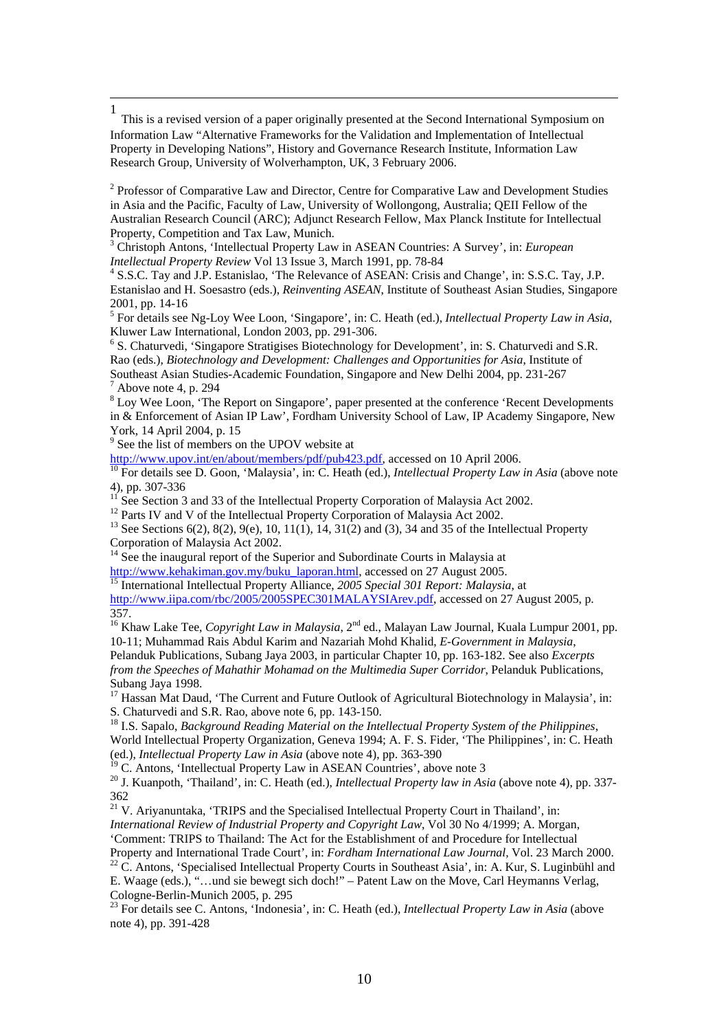[1] This is a revised version of a paper originally presented at the Second International Symposium on Information Law "Alternative Frameworks for the Validation and Implementation of Intellectual Property in Developing Nations", History and Governance Research Institute, Information Law Research Group, University of Wolverhampton, UK, 3 February 2006.

[2] Professor of Comparative Law and Director, Centre for Comparative Law and Development Studies in Asia and the Pacific, Faculty of Law, University of Wollongong, Australia; QEII Fellow of the Australian Research Council (ARC); Adjunct Research Fellow, Max Planck Institute for Intellectual Property, Competition and Tax Law, Munich.

[3] Christoph Antons, 'Intellectual Property Law in ASEAN Countries: A Survey', in: *European Intellectual Property Review* Vol 13 Issue 3, March 1991, pp. 78-84

[4] S.S.C. Tay and J.P. Estanislao, 'The Relevance of ASEAN: Crisis and Change', in: S.S.C. Tay, J.P. Estanislao and H. Soesastro (eds.), *Reinventing ASEAN*, Institute of Southeast Asian Studies, Singapore 2001, pp. 14-16

[5] For details see Ng-Loy Wee Loon, 'Singapore', in: C. Heath (ed.), *Intellectual Property Law in Asia*, Kluwer Law International, London 2003, pp. 291-306.

[6] S. Chaturvedi, 'Singapore Stratigises Biotechnology for Development', in: S. Chaturvedi and S.R. Rao (eds.), *Biotechnology and Development: Challenges and Opportunities for Asia*, Institute of Southeast Asian Studies-Academic Foundation, Singapore and New Delhi 2004, pp. 231-267

[7] Above note 4, p. 294

[8] Loy Wee Loon, 'The Report on Singapore', paper presented at the conference 'Recent Developments in & Enforcement of Asian IP Law', Fordham University School of Law, IP Academy Singapore, New York, 14 April 2004, p. 15

[9] See the list of members on the UPOV website at http://www.upov.int/en/about/members/pdf/pub423.pdf, accessed on 10 April 2006.

[10] For details see D. Goon, 'Malaysia', in: C. Heath (ed.), *Intellectual Property Law in Asia* (above note 4), pp. 307-336

[11] See Section 3 and 33 of the Intellectual Property Corporation of Malaysia Act 2002.

[12] Parts IV and V of the Intellectual Property Corporation of Malaysia Act 2002.

[13] See Sections 6(2), 8(2), 9(e), 10, 11(1), 14, 31(2) and (3), 34 and 35 of the Intellectual Property Corporation of Malaysia Act 2002.

[14] See the inaugural report of the Superior and Subordinate Courts in Malaysia at http://www.kehakiman.gov.my/buku_laporan.html, accessed on 27 August 2005.

[15] International Intellectual Property Alliance, *2005 Special 301 Report: Malaysia*, at http://www.iipa.com/rbc/2005/2005SPEC301MALAYSIArev.pdf, accessed on 27 August 2005, p. 357.

[16] Khaw Lake Tee, *Copyright Law in Malaysia*, 2nd ed., Malayan Law Journal, Kuala Lumpur 2001, pp. 10-11; Muhammad Rais Abdul Karim and Nazariah Mohd Khalid, *E-Government in Malaysia*, Pelanduk Publications, Subang Jaya 2003, in particular Chapter 10, pp. 163-182. See also *Excerpts from the Speeches of Mahathir Mohamad on the Multimedia Super Corridor*, Pelanduk Publications, Subang Jaya 1998.

[17] Hassan Mat Daud, 'The Current and Future Outlook of Agricultural Biotechnology in Malaysia', in: S. Chaturvedi and S.R. Rao, above note 6, pp. 143-150.

[18] I.S. Sapalo, *Background Reading Material on the Intellectual Property System of the Philippines*, World Intellectual Property Organization, Geneva 1994; A. F. S. Fider, 'The Philippines', in: C. Heath (ed.), *Intellectual Property Law in Asia* (above note 4), pp. 363-390

[19] C. Antons, 'Intellectual Property Law in ASEAN Countries', above note 3

[20] J. Kuanpoth, 'Thailand', in: C. Heath (ed.), *Intellectual Property law in Asia* (above note 4), pp. 337-362

[21] V. Ariyanuntaka, 'TRIPS and the Specialised Intellectual Property Court in Thailand', in: *International Review of Industrial Property and Copyright Law*, Vol 30 No 4/1999; A. Morgan, 'Comment: TRIPS to Thailand: The Act for the Establishment of and Procedure for Intellectual Property and International Trade Court', in: *Fordham International Law Journal*, Vol. 23 March 2000.

[22] C. Antons, 'Specialised Intellectual Property Courts in Southeast Asia', in: A. Kur, S. Luginbühl and E. Waage (eds.), "…und sie bewegt sich doch!" – Patent Law on the Move, Carl Heymanns Verlag, Cologne-Berlin-Munich 2005, p. 295

[23] For details see C. Antons, 'Indonesia', in: C. Heath (ed.), *Intellectual Property Law in Asia* (above note 4), pp. 391-428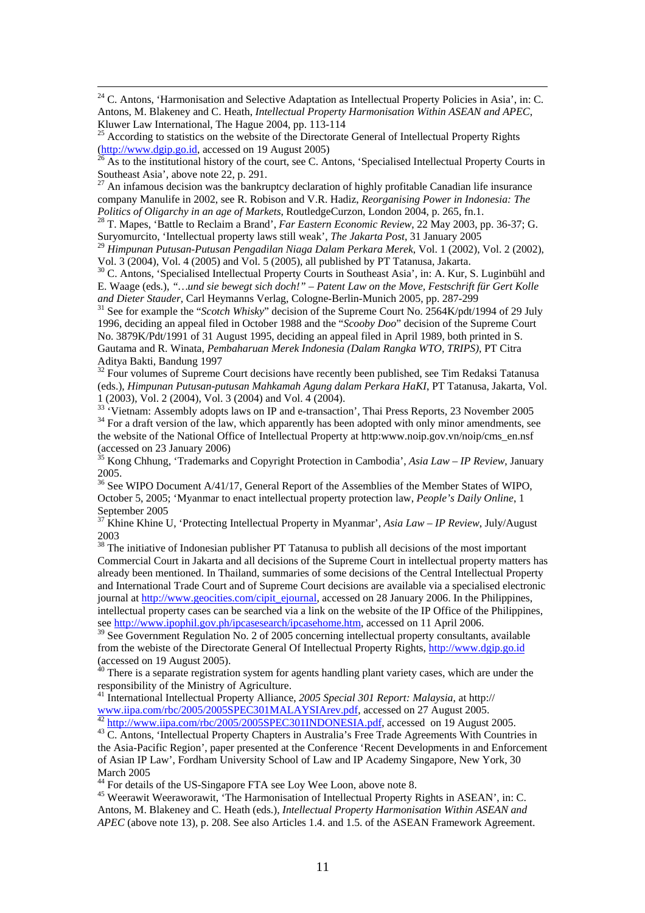[24] C. Antons, 'Harmonisation and Selective Adaptation as Intellectual Property Policies in Asia', in: C. Antons, M. Blakeney and C. Heath, *Intellectual Property Harmonisation Within ASEAN and APEC*, Kluwer Law International, The Hague 2004, pp. 113-114

[25] According to statistics on the website of the Directorate General of Intellectual Property Rights (http://www.dgip.go.id, accessed on 19 August 2005)

[26] As to the institutional history of the court, see C. Antons, 'Specialised Intellectual Property Courts in Southeast Asia', above note 22, p. 291.

[27] An infamous decision was the bankruptcy declaration of highly profitable Canadian life insurance company Manulife in 2002, see R. Robison and V.R. Hadiz, *Reorganising Power in Indonesia: The Politics of Oligarchy in an age of Markets*, RoutledgeCurzon, London 2004, p. 265, fn.1.

[28] T. Mapes, 'Battle to Reclaim a Brand', *Far Eastern Economic Review*, 22 May 2003, pp. 36-37; G. Suryomurcito, 'Intellectual property laws still weak', *The Jakarta Post*, 31 January 2005

[29] *Himpunan Putusan-Putusan Pengadilan Niaga Dalam Perkara Merek*, Vol. 1 (2002), Vol. 2 (2002), Vol. 3 (2004), Vol. 4 (2005) and Vol. 5 (2005), all published by PT Tatanusa, Jakarta.

[30] C. Antons, 'Specialised Intellectual Property Courts in Southeast Asia', in: A. Kur, S. Luginbühl and E. Waage (eds.), *"…und sie bewegt sich doch!" – Patent Law on the Move, Festschrift für Gert Kolle and Dieter Stauder*, Carl Heymanns Verlag, Cologne-Berlin-Munich 2005, pp. 287-299

[31] See for example the "*Scotch Whisky*" decision of the Supreme Court No. 2564K/pdt/1994 of 29 July 1996, deciding an appeal filed in October 1988 and the "*Scooby Doo*" decision of the Supreme Court No. 3879K/Pdt/1991 of 31 August 1995, deciding an appeal filed in April 1989, both printed in S. Gautama and R. Winata, *Pembaharuan Merek Indonesia (Dalam Rangka WTO, TRIPS)*, PT Citra Aditya Bakti, Bandung 1997

[32] Four volumes of Supreme Court decisions have recently been published, see Tim Redaksi Tatanusa (eds.), *Himpunan Putusan-putusan Mahkamah Agung dalam Perkara HaKI*, PT Tatanusa, Jakarta, Vol. 1 (2003), Vol. 2 (2004), Vol. 3 (2004) and Vol. 4 (2004).

[33] 'Vietnam: Assembly adopts laws on IP and e-transaction', Thai Press Reports, 23 November 2005

[34] For a draft version of the law, which apparently has been adopted with only minor amendments, see the website of the National Office of Intellectual Property at http:www.noip.gov.vn/noip/cms_en.nsf (accessed on 23 January 2006)

[35] Kong Chhung, 'Trademarks and Copyright Protection in Cambodia', *Asia Law – IP Review*, January 2005.

[36] See WIPO Document A/41/17, General Report of the Assemblies of the Member States of WIPO, October 5, 2005; 'Myanmar to enact intellectual property protection law, *People's Daily Online*, 1 September 2005

[37] Khine Khine U, 'Protecting Intellectual Property in Myanmar', *Asia Law – IP Review*, July/August 2003

[38] The initiative of Indonesian publisher PT Tatanusa to publish all decisions of the most important Commercial Court in Jakarta and all decisions of the Supreme Court in intellectual property matters has already been mentioned. In Thailand, summaries of some decisions of the Central Intellectual Property and International Trade Court and of Supreme Court decisions are available via a specialised electronic journal at http://www.geocities.com/cipit_ejournal, accessed on 28 January 2006. In the Philippines, intellectual property cases can be searched via a link on the website of the IP Office of the Philippines, see http://www.ipophil.gov.ph/ipcasesearch/ipcasehome.htm, accessed on 11 April 2006.

[39] See Government Regulation No. 2 of 2005 concerning intellectual property consultants, available from the webiste of the Directorate General Of Intellectual Property Rights, http://www.dgip.go.id (accessed on 19 August 2005).

[40] There is a separate registration system for agents handling plant variety cases, which are under the responsibility of the Ministry of Agriculture.

[41] International Intellectual Property Alliance, *2005 Special 301 Report: Malaysia*, at http:// www.iipa.com/rbc/2005/2005SPEC301MALAYSIArev.pdf, accessed on 27 August 2005.

[42] http://www.iipa.com/rbc/2005/2005SPEC301INDONESIA.pdf, accessed on 19 August 2005.

[43] C. Antons, 'Intellectual Property Chapters in Australia's Free Trade Agreements With Countries in the Asia-Pacific Region', paper presented at the Conference 'Recent Developments in and Enforcement of Asian IP Law', Fordham University School of Law and IP Academy Singapore, New York, 30 March 2005

[44] For details of the US-Singapore FTA see Loy Wee Loon, above note 8.

[45] Weerawit Weeraworawit, 'The Harmonisation of Intellectual Property Rights in ASEAN', in: C. Antons, M. Blakeney and C. Heath (eds.), *Intellectual Property Harmonisation Within ASEAN and APEC* (above note 13), p. 208. See also Articles 1.4. and 1.5. of the ASEAN Framework Agreement.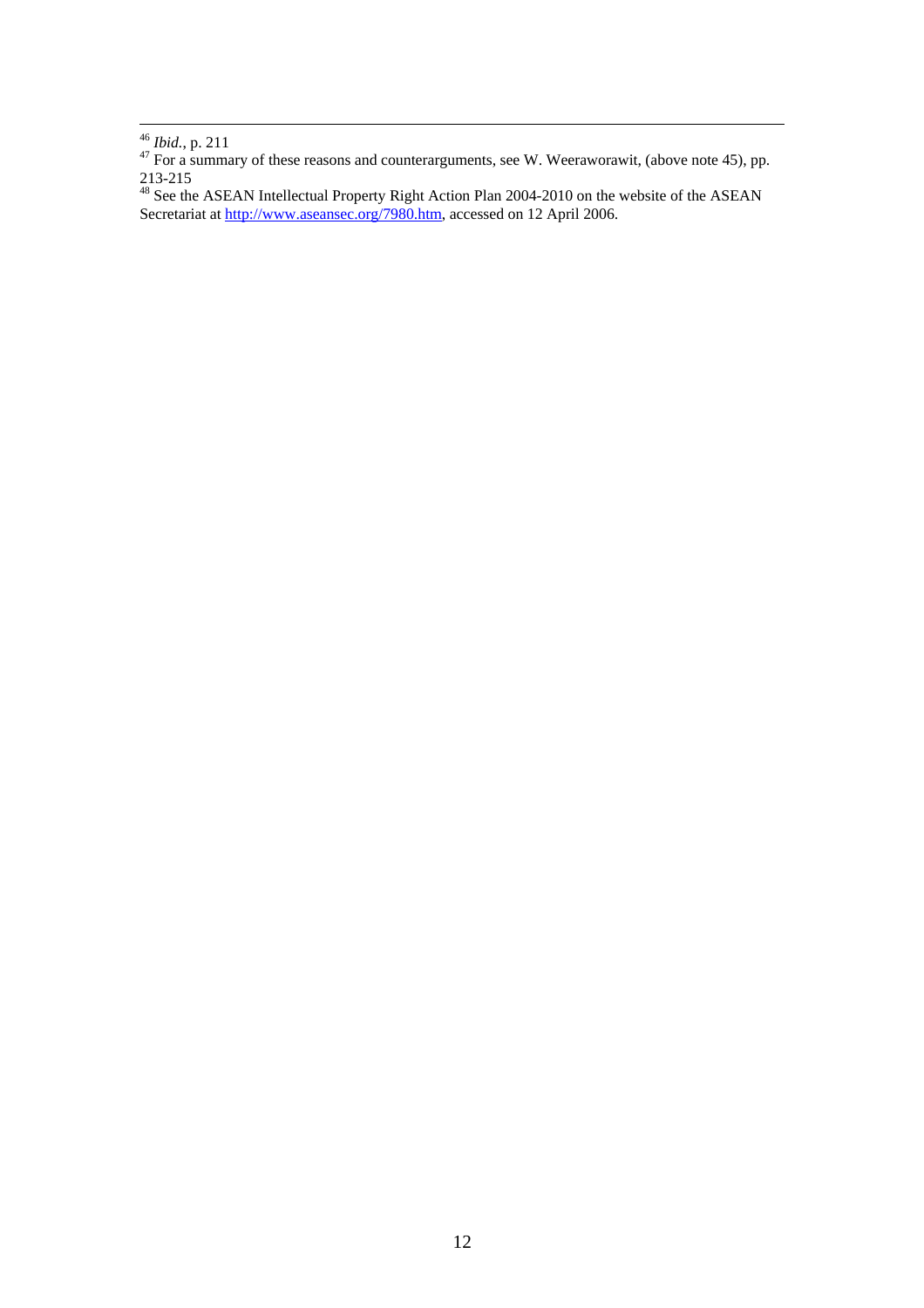[46] *Ibid.*, p. 211

[47] For a summary of these reasons and counterarguments, see W. Weeraworawit, (above note 45), pp. 213-215

[48] See the ASEAN Intellectual Property Right Action Plan 2004-2010 on the website of the ASEAN Secretariat at http://www.aseansec.org/7980.htm, accessed on 12 April 2006.